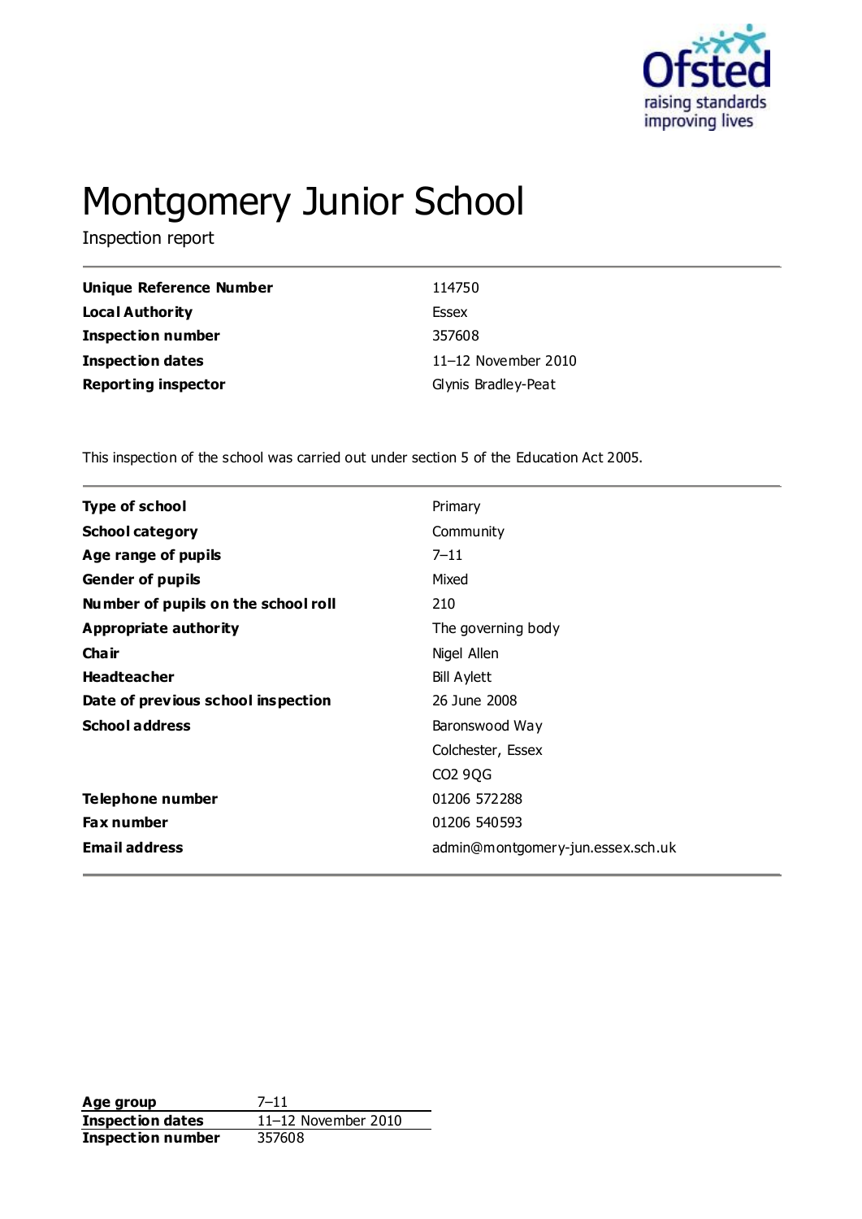# Montgomery Junior School

Inspection report

| | |
|---|---|
| **Unique Reference Number** | 114750 |
| **Local Authority** | Essex |
| **Inspection number** | 357608 |
| **Inspection dates** | 11–12 November 2010 |
| **Reporting inspector** | Glynis Bradley-Peat |

This inspection of the school was carried out under section 5 of the Education Act 2005.

| | |
|---|---|
| **Type of school** | Primary |
| **School category** | Community |
| **Age range of pupils** | 7–11 |
| **Gender of pupils** | Mixed |
| **Number of pupils on the school roll** | 210 |
| **Appropriate authority** | The governing body |
| **Chair** | Nigel Allen |
| **Headteacher** | Bill Aylett |
| **Date of previous school inspection** | 26 June 2008 |
| **School address** | Baronswood Way<br>Colchester, Essex<br>CO2 9QG |
| **Telephone number** | 01206 572288 |
| **Fax number** | 01206 540593 |
| **Email address** | admin@montgomery-jun.essex.sch.uk |

| | |
|---|---|
| **Age group** | 7–11 |
| **Inspection dates** | 11–12 November 2010 |
| **Inspection number** | 357608 |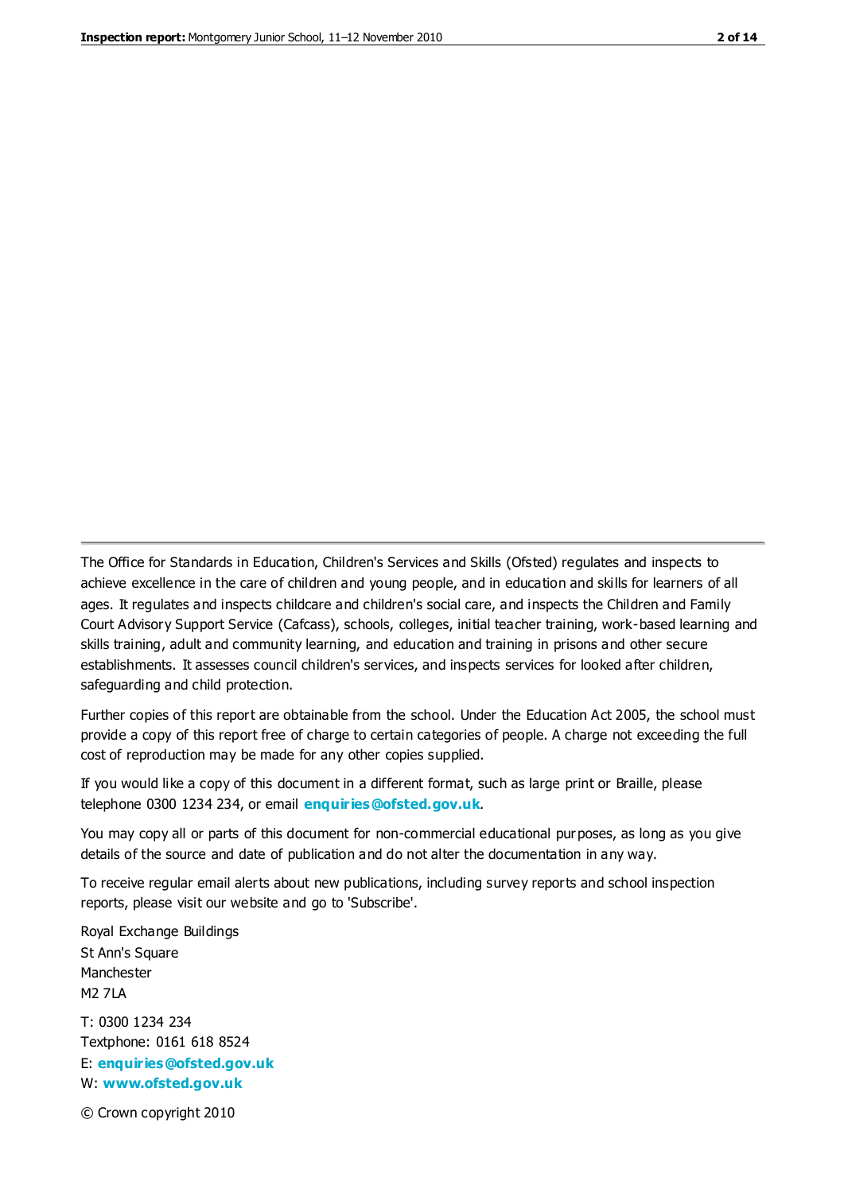The Office for Standards in Education, Children's Services and Skills (Ofsted) regulates and inspects to achieve excellence in the care of children and young people, and in education and skills for learners of all ages. It regulates and inspects childcare and children's social care, and inspects the Children and Family Court Advisory Support Service (Cafcass), schools, colleges, initial teacher training, work-based learning and skills training, adult and community learning, and education and training in prisons and other secure establishments. It assesses council children's services, and inspects services for looked after children, safeguarding and child protection.

Further copies of this report are obtainable from the school. Under the Education Act 2005, the school must provide a copy of this report free of charge to certain categories of people. A charge not exceeding the full cost of reproduction may be made for any other copies supplied.

If you would like a copy of this document in a different format, such as large print or Braille, please telephone 0300 1234 234, or email **enquiries@ofsted.gov.uk**.

You may copy all or parts of this document for non-commercial educational purposes, as long as you give details of the source and date of publication and do not alter the documentation in any way.

To receive regular email alerts about new publications, including survey reports and school inspection reports, please visit our website and go to 'Subscribe'.

Royal Exchange Buildings
St Ann's Square
Manchester
M2 7LA

T: 0300 1234 234
Textphone: 0161 618 8524
E: **enquiries@ofsted.gov.uk**
W: **www.ofsted.gov.uk**

© Crown copyright 2010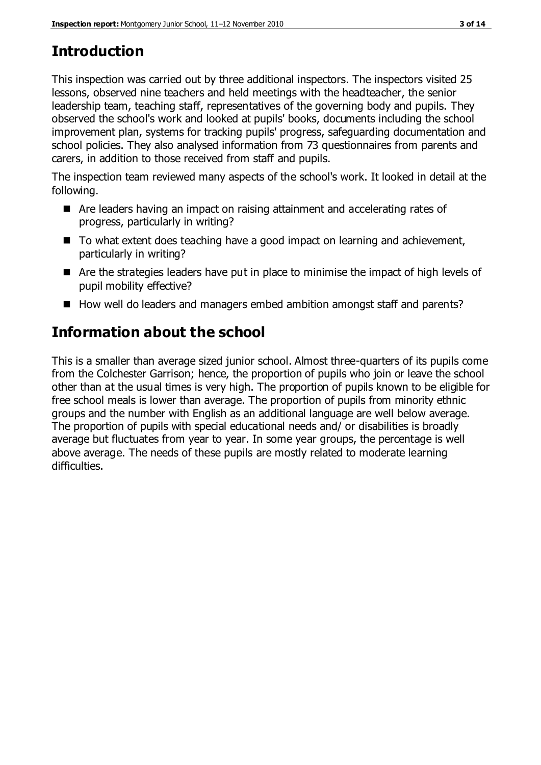## Introduction

This inspection was carried out by three additional inspectors. The inspectors visited 25 lessons, observed nine teachers and held meetings with the headteacher, the senior leadership team, teaching staff, representatives of the governing body and pupils. They observed the school's work and looked at pupils' books, documents including the school improvement plan, systems for tracking pupils' progress, safeguarding documentation and school policies. They also analysed information from 73 questionnaires from parents and carers, in addition to those received from staff and pupils.

The inspection team reviewed many aspects of the school's work. It looked in detail at the following.

- Are leaders having an impact on raising attainment and accelerating rates of progress, particularly in writing?
- To what extent does teaching have a good impact on learning and achievement, particularly in writing?
- Are the strategies leaders have put in place to minimise the impact of high levels of pupil mobility effective?
- How well do leaders and managers embed ambition amongst staff and parents?

## Information about the school

This is a smaller than average sized junior school. Almost three-quarters of its pupils come from the Colchester Garrison; hence, the proportion of pupils who join or leave the school other than at the usual times is very high. The proportion of pupils known to be eligible for free school meals is lower than average. The proportion of pupils from minority ethnic groups and the number with English as an additional language are well below average. The proportion of pupils with special educational needs and/ or disabilities is broadly average but fluctuates from year to year. In some year groups, the percentage is well above average. The needs of these pupils are mostly related to moderate learning difficulties.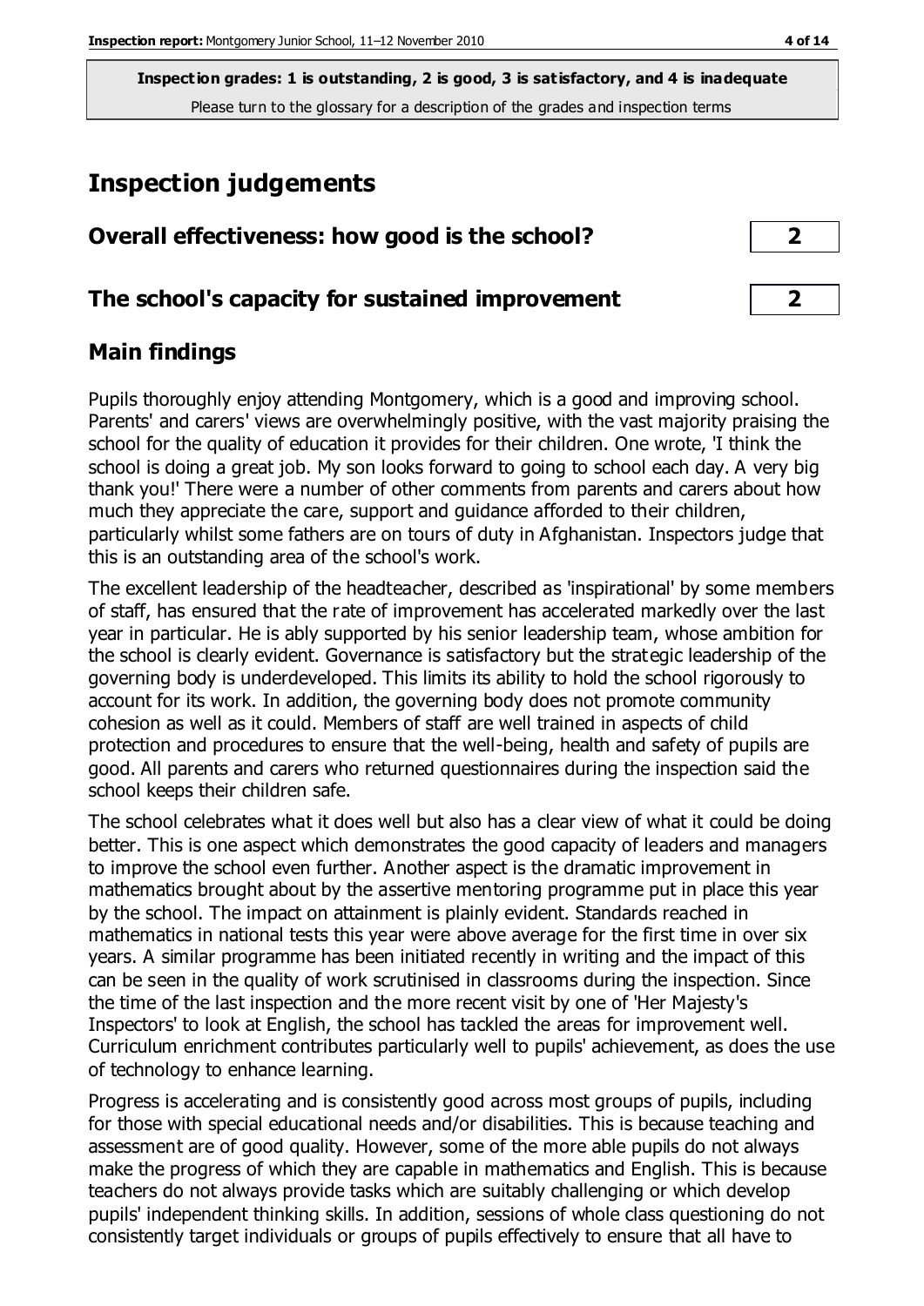**Inspection grades: 1 is outstanding, 2 is good, 3 is satisfactory, and 4 is inadequate**
Please turn to the glossary for a description of the grades and inspection terms

# Inspection judgements

## Overall effectiveness: how good is the school? **2**

## The school's capacity for sustained improvement **2**

## Main findings

Pupils thoroughly enjoy attending Montgomery, which is a good and improving school. Parents' and carers' views are overwhelmingly positive, with the vast majority praising the school for the quality of education it provides for their children. One wrote, 'I think the school is doing a great job. My son looks forward to going to school each day. A very big thank you!' There were a number of other comments from parents and carers about how much they appreciate the care, support and guidance afforded to their children, particularly whilst some fathers are on tours of duty in Afghanistan. Inspectors judge that this is an outstanding area of the school's work.

The excellent leadership of the headteacher, described as 'inspirational' by some members of staff, has ensured that the rate of improvement has accelerated markedly over the last year in particular. He is ably supported by his senior leadership team, whose ambition for the school is clearly evident. Governance is satisfactory but the strategic leadership of the governing body is underdeveloped. This limits its ability to hold the school rigorously to account for its work. In addition, the governing body does not promote community cohesion as well as it could. Members of staff are well trained in aspects of child protection and procedures to ensure that the well-being, health and safety of pupils are good. All parents and carers who returned questionnaires during the inspection said the school keeps their children safe.

The school celebrates what it does well but also has a clear view of what it could be doing better. This is one aspect which demonstrates the good capacity of leaders and managers to improve the school even further. Another aspect is the dramatic improvement in mathematics brought about by the assertive mentoring programme put in place this year by the school. The impact on attainment is plainly evident. Standards reached in mathematics in national tests this year were above average for the first time in over six years. A similar programme has been initiated recently in writing and the impact of this can be seen in the quality of work scrutinised in classrooms during the inspection. Since the time of the last inspection and the more recent visit by one of 'Her Majesty's Inspectors' to look at English, the school has tackled the areas for improvement well. Curriculum enrichment contributes particularly well to pupils' achievement, as does the use of technology to enhance learning.

Progress is accelerating and is consistently good across most groups of pupils, including for those with special educational needs and/or disabilities. This is because teaching and assessment are of good quality. However, some of the more able pupils do not always make the progress of which they are capable in mathematics and English. This is because teachers do not always provide tasks which are suitably challenging or which develop pupils' independent thinking skills. In addition, sessions of whole class questioning do not consistently target individuals or groups of pupils effectively to ensure that all have to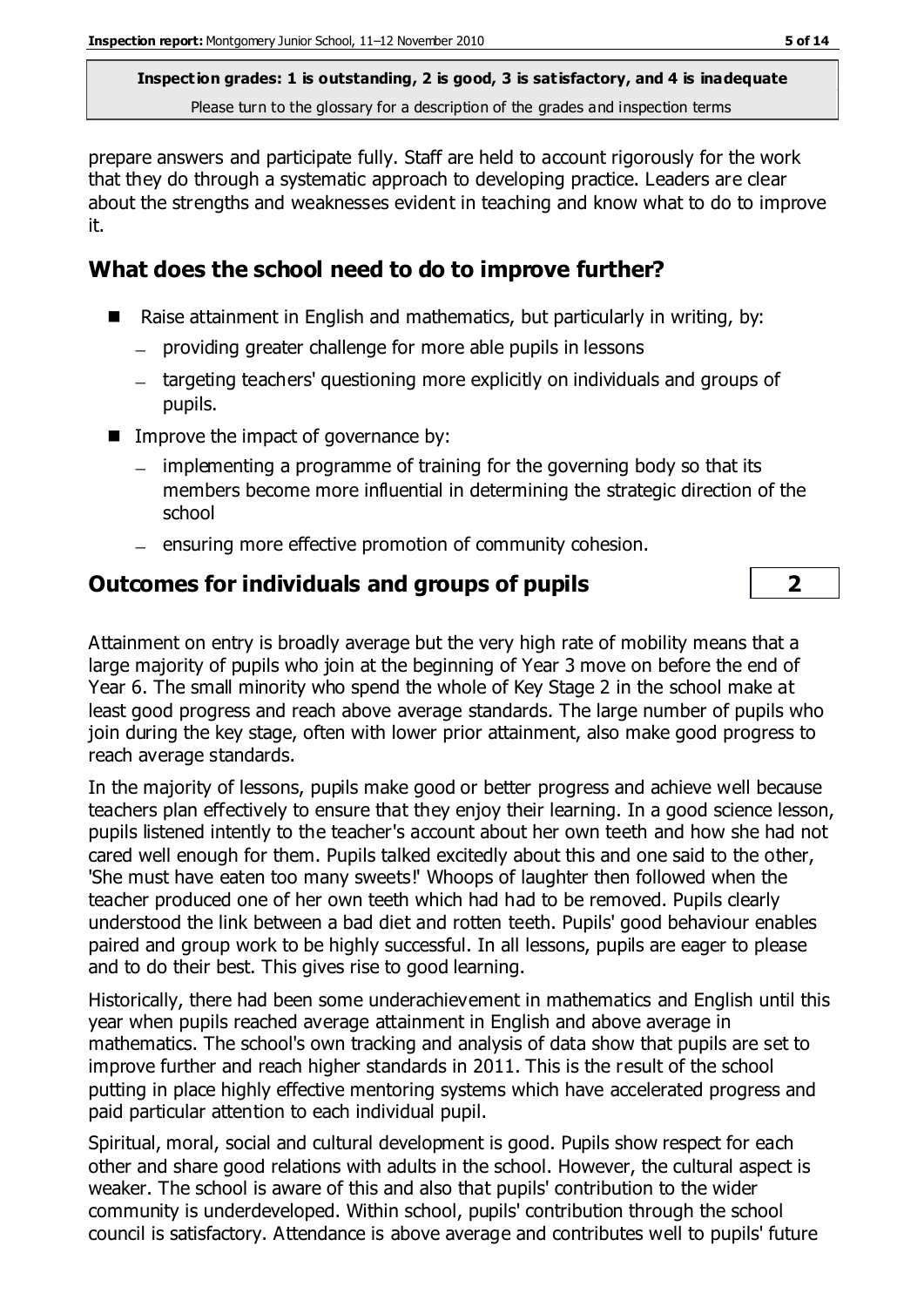prepare answers and participate fully. Staff are held to account rigorously for the work that they do through a systematic approach to developing practice. Leaders are clear about the strengths and weaknesses evident in teaching and know what to do to improve it.

## What does the school need to do to improve further?

- Raise attainment in English and mathematics, but particularly in writing, by:
  - providing greater challenge for more able pupils in lessons
  - targeting teachers' questioning more explicitly on individuals and groups of pupils.
- Improve the impact of governance by:
  - implementing a programme of training for the governing body so that its members become more influential in determining the strategic direction of the school
  - ensuring more effective promotion of community cohesion.

## Outcomes for individuals and groups of pupils — 2

Attainment on entry is broadly average but the very high rate of mobility means that a large majority of pupils who join at the beginning of Year 3 move on before the end of Year 6. The small minority who spend the whole of Key Stage 2 in the school make at least good progress and reach above average standards. The large number of pupils who join during the key stage, often with lower prior attainment, also make good progress to reach average standards.

In the majority of lessons, pupils make good or better progress and achieve well because teachers plan effectively to ensure that they enjoy their learning. In a good science lesson, pupils listened intently to the teacher's account about her own teeth and how she had not cared well enough for them. Pupils talked excitedly about this and one said to the other, 'She must have eaten too many sweets!' Whoops of laughter then followed when the teacher produced one of her own teeth which had had to be removed. Pupils clearly understood the link between a bad diet and rotten teeth. Pupils' good behaviour enables paired and group work to be highly successful. In all lessons, pupils are eager to please and to do their best. This gives rise to good learning.

Historically, there had been some underachievement in mathematics and English until this year when pupils reached average attainment in English and above average in mathematics. The school's own tracking and analysis of data show that pupils are set to improve further and reach higher standards in 2011. This is the result of the school putting in place highly effective mentoring systems which have accelerated progress and paid particular attention to each individual pupil.

Spiritual, moral, social and cultural development is good. Pupils show respect for each other and share good relations with adults in the school. However, the cultural aspect is weaker. The school is aware of this and also that pupils' contribution to the wider community is underdeveloped. Within school, pupils' contribution through the school council is satisfactory. Attendance is above average and contributes well to pupils' future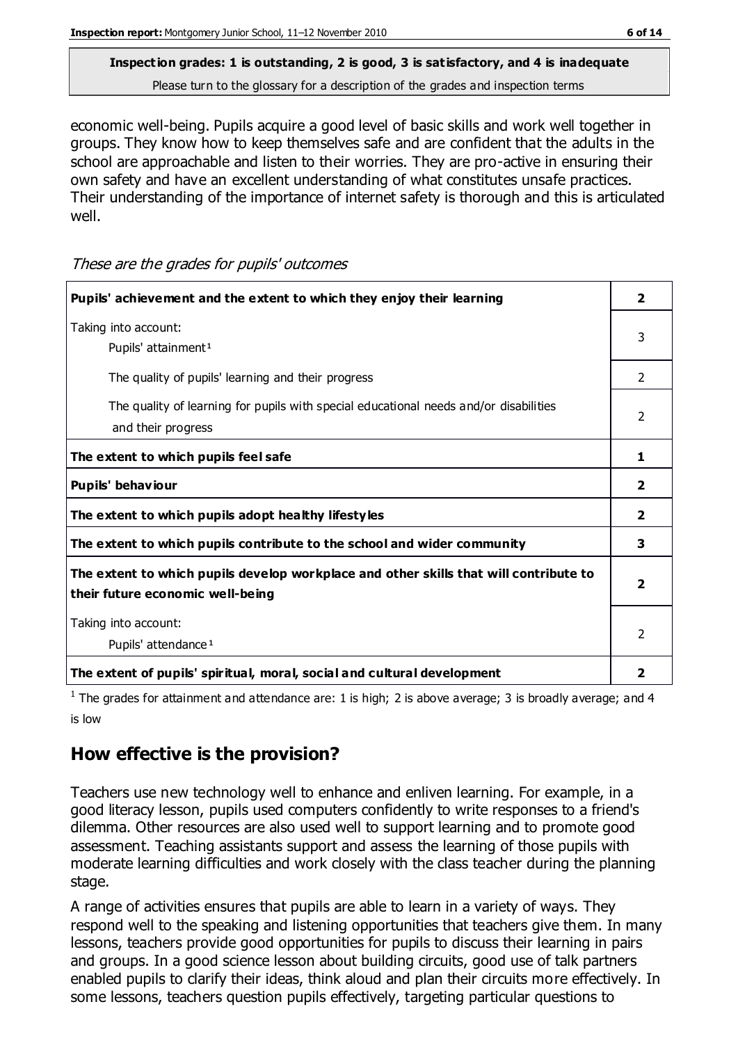economic well-being. Pupils acquire a good level of basic skills and work well together in groups. They know how to keep themselves safe and are confident that the adults in the school are approachable and listen to their worries. They are pro-active in ensuring their own safety and have an excellent understanding of what constitutes unsafe practices. Their understanding of the importance of internet safety is thorough and this is articulated well.

*These are the grades for pupils' outcomes*

| | |
|---|---|
| **Pupils' achievement and the extent to which they enjoy their learning** | **2** |
| Taking into account: Pupils' attainment[1] | 3 |
| The quality of pupils' learning and their progress | 2 |
| The quality of learning for pupils with special educational needs and/or disabilities and their progress | 2 |
| **The extent to which pupils feel safe** | **1** |
| **Pupils' behaviour** | **2** |
| **The extent to which pupils adopt healthy lifestyles** | **2** |
| **The extent to which pupils contribute to the school and wider community** | **3** |
| **The extent to which pupils develop workplace and other skills that will contribute to their future economic well-being** | **2** |
| Taking into account: Pupils' attendance[1] | 2 |
| **The extent of pupils' spiritual, moral, social and cultural development** | **2** |

[1] The grades for attainment and attendance are: 1 is high; 2 is above average; 3 is broadly average; and 4 is low

## How effective is the provision?

Teachers use new technology well to enhance and enliven learning. For example, in a good literacy lesson, pupils used computers confidently to write responses to a friend's dilemma. Other resources are also used well to support learning and to promote good assessment. Teaching assistants support and assess the learning of those pupils with moderate learning difficulties and work closely with the class teacher during the planning stage.

A range of activities ensures that pupils are able to learn in a variety of ways. They respond well to the speaking and listening opportunities that teachers give them. In many lessons, teachers provide good opportunities for pupils to discuss their learning in pairs and groups. In a good science lesson about building circuits, good use of talk partners enabled pupils to clarify their ideas, think aloud and plan their circuits more effectively. In some lessons, teachers question pupils effectively, targeting particular questions to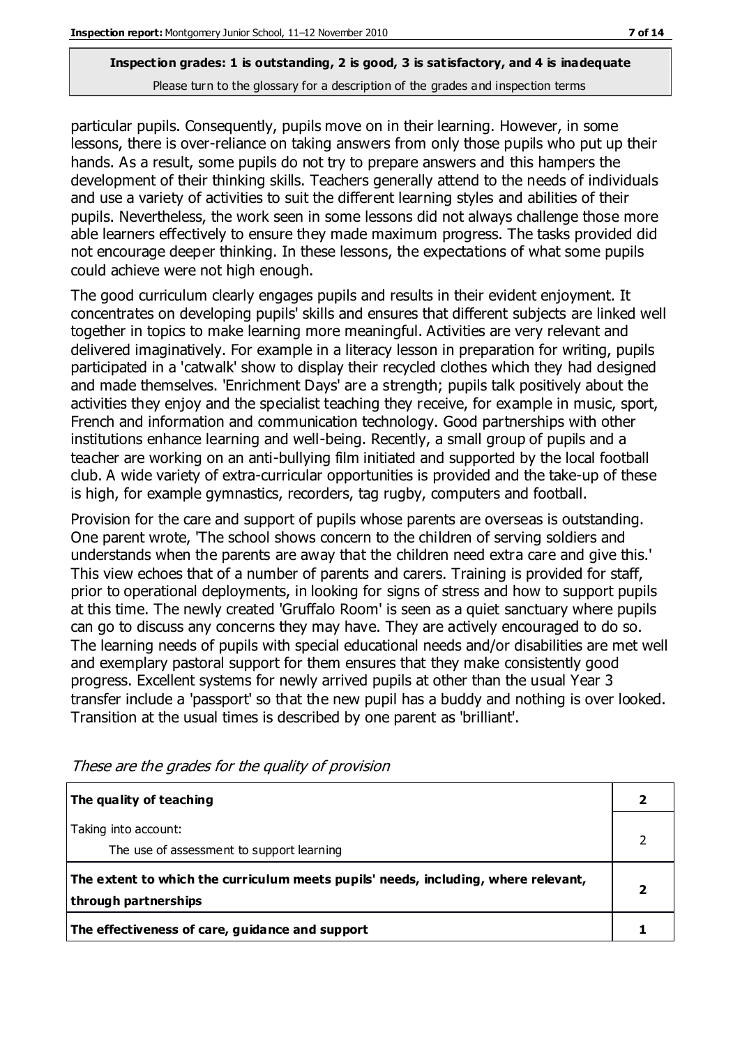**Inspection grades: 1 is outstanding, 2 is good, 3 is satisfactory, and 4 is inadequate**
Please turn to the glossary for a description of the grades and inspection terms

particular pupils. Consequently, pupils move on in their learning. However, in some lessons, there is over-reliance on taking answers from only those pupils who put up their hands. As a result, some pupils do not try to prepare answers and this hampers the development of their thinking skills. Teachers generally attend to the needs of individuals and use a variety of activities to suit the different learning styles and abilities of their pupils. Nevertheless, the work seen in some lessons did not always challenge those more able learners effectively to ensure they made maximum progress. The tasks provided did not encourage deeper thinking. In these lessons, the expectations of what some pupils could achieve were not high enough.

The good curriculum clearly engages pupils and results in their evident enjoyment. It concentrates on developing pupils' skills and ensures that different subjects are linked well together in topics to make learning more meaningful. Activities are very relevant and delivered imaginatively. For example in a literacy lesson in preparation for writing, pupils participated in a 'catwalk' show to display their recycled clothes which they had designed and made themselves. 'Enrichment Days' are a strength; pupils talk positively about the activities they enjoy and the specialist teaching they receive, for example in music, sport, French and information and communication technology. Good partnerships with other institutions enhance learning and well-being. Recently, a small group of pupils and a teacher are working on an anti-bullying film initiated and supported by the local football club. A wide variety of extra-curricular opportunities is provided and the take-up of these is high, for example gymnastics, recorders, tag rugby, computers and football.

Provision for the care and support of pupils whose parents are overseas is outstanding. One parent wrote, 'The school shows concern to the children of serving soldiers and understands when the parents are away that the children need extra care and give this.' This view echoes that of a number of parents and carers. Training is provided for staff, prior to operational deployments, in looking for signs of stress and how to support pupils at this time. The newly created 'Gruffalo Room' is seen as a quiet sanctuary where pupils can go to discuss any concerns they may have. They are actively encouraged to do so. The learning needs of pupils with special educational needs and/or disabilities are met well and exemplary pastoral support for them ensures that they make consistently good progress. Excellent systems for newly arrived pupils at other than the usual Year 3 transfer include a 'passport' so that the new pupil has a buddy and nothing is over looked. Transition at the usual times is described by one parent as 'brilliant'.

*These are the grades for the quality of provision*

| | |
|---|---|
| **The quality of teaching** | **2** |
| Taking into account:<br>The use of assessment to support learning | 2 |
| **The extent to which the curriculum meets pupils' needs, including, where relevant, through partnerships** | **2** |
| **The effectiveness of care, guidance and support** | **1** |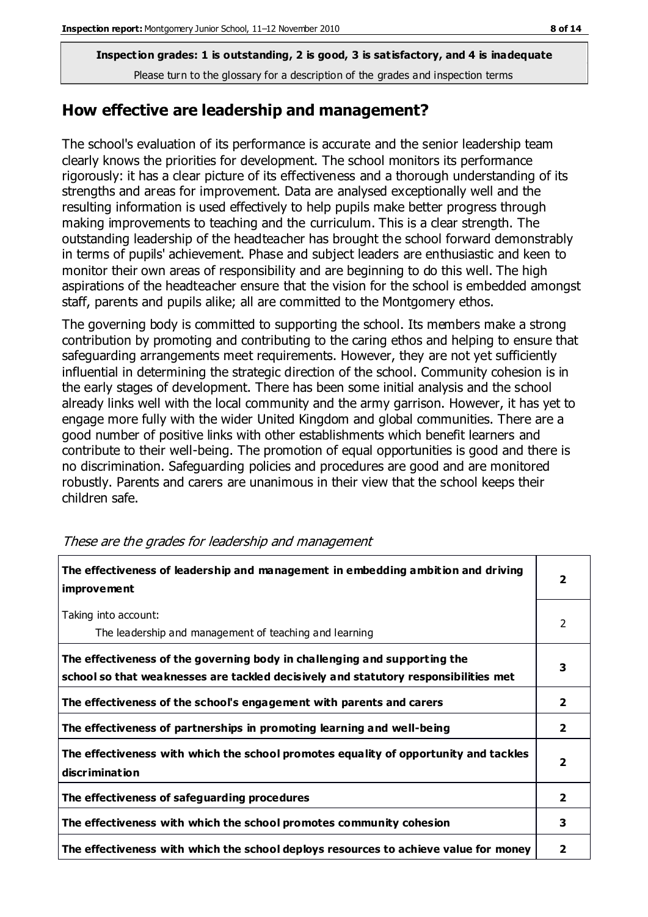**Inspection grades: 1 is outstanding, 2 is good, 3 is satisfactory, and 4 is inadequate**
Please turn to the glossary for a description of the grades and inspection terms

## How effective are leadership and management?

The school's evaluation of its performance is accurate and the senior leadership team clearly knows the priorities for development. The school monitors its performance rigorously: it has a clear picture of its effectiveness and a thorough understanding of its strengths and areas for improvement. Data are analysed exceptionally well and the resulting information is used effectively to help pupils make better progress through making improvements to teaching and the curriculum. This is a clear strength. The outstanding leadership of the headteacher has brought the school forward demonstrably in terms of pupils' achievement. Phase and subject leaders are enthusiastic and keen to monitor their own areas of responsibility and are beginning to do this well. The high aspirations of the headteacher ensure that the vision for the school is embedded amongst staff, parents and pupils alike; all are committed to the Montgomery ethos.

The governing body is committed to supporting the school. Its members make a strong contribution by promoting and contributing to the caring ethos and helping to ensure that safeguarding arrangements meet requirements. However, they are not yet sufficiently influential in determining the strategic direction of the school. Community cohesion is in the early stages of development. There has been some initial analysis and the school already links well with the local community and the army garrison. However, it has yet to engage more fully with the wider United Kingdom and global communities. There are a good number of positive links with other establishments which benefit learners and contribute to their well-being. The promotion of equal opportunities is good and there is no discrimination. Safeguarding policies and procedures are good and are monitored robustly. Parents and carers are unanimous in their view that the school keeps their children safe.

*These are the grades for leadership and management*

| | |
|---|---|
| **The effectiveness of leadership and management in embedding ambition and driving improvement** | **2** |
| Taking into account: The leadership and management of teaching and learning | 2 |
| **The effectiveness of the governing body in challenging and supporting the school so that weaknesses are tackled decisively and statutory responsibilities met** | **3** |
| **The effectiveness of the school's engagement with parents and carers** | **2** |
| **The effectiveness of partnerships in promoting learning and well-being** | **2** |
| **The effectiveness with which the school promotes equality of opportunity and tackles discrimination** | **2** |
| **The effectiveness of safeguarding procedures** | **2** |
| **The effectiveness with which the school promotes community cohesion** | **3** |
| **The effectiveness with which the school deploys resources to achieve value for money** | **2** |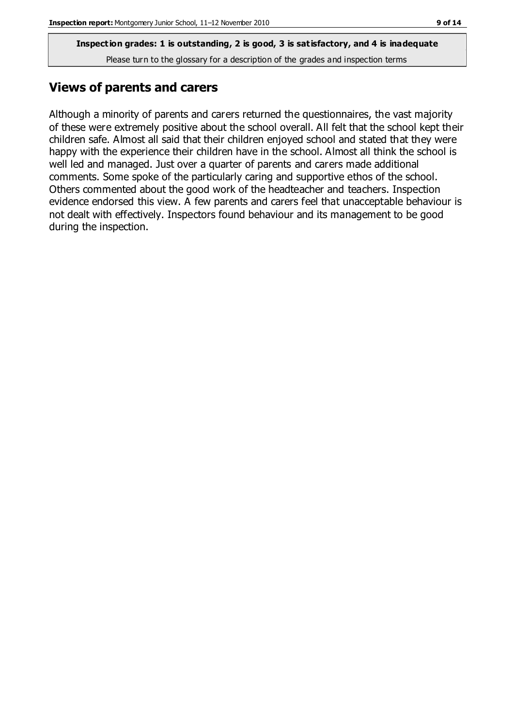**Inspection grades: 1 is outstanding, 2 is good, 3 is satisfactory, and 4 is inadequate**

Please turn to the glossary for a description of the grades and inspection terms

## Views of parents and carers

Although a minority of parents and carers returned the questionnaires, the vast majority of these were extremely positive about the school overall. All felt that the school kept their children safe. Almost all said that their children enjoyed school and stated that they were happy with the experience their children have in the school. Almost all think the school is well led and managed. Just over a quarter of parents and carers made additional comments. Some spoke of the particularly caring and supportive ethos of the school. Others commented about the good work of the headteacher and teachers. Inspection evidence endorsed this view. A few parents and carers feel that unacceptable behaviour is not dealt with effectively. Inspectors found behaviour and its management to be good during the inspection.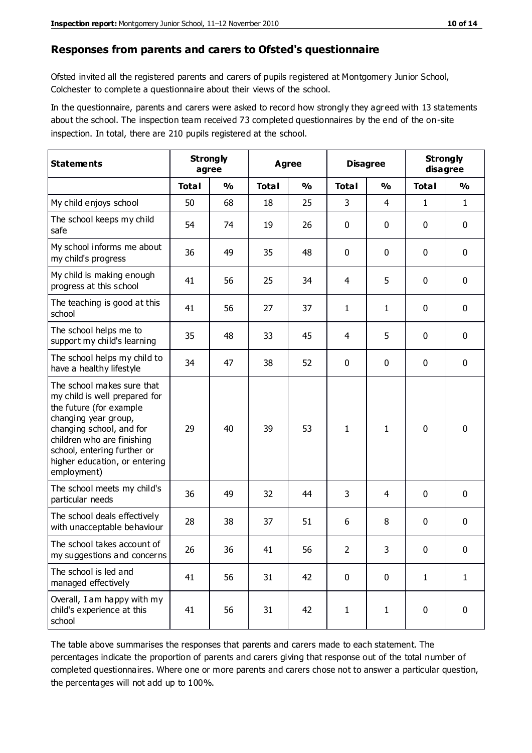## Responses from parents and carers to Ofsted's questionnaire

Ofsted invited all the registered parents and carers of pupils registered at Montgomery Junior School, Colchester to complete a questionnaire about their views of the school.

In the questionnaire, parents and carers were asked to record how strongly they agreed with 13 statements about the school. The inspection team received 73 completed questionnaires by the end of the on-site inspection. In total, there are 210 pupils registered at the school.

| Statements | Strongly agree | | Agree | | Disagree | | Strongly disagree | |
|---|---|---|---|---|---|---|---|---|
| | Total | % | Total | % | Total | % | Total | % |
| My child enjoys school | 50 | 68 | 18 | 25 | 3 | 4 | 1 | 1 |
| The school keeps my child safe | 54 | 74 | 19 | 26 | 0 | 0 | 0 | 0 |
| My school informs me about my child's progress | 36 | 49 | 35 | 48 | 0 | 0 | 0 | 0 |
| My child is making enough progress at this school | 41 | 56 | 25 | 34 | 4 | 5 | 0 | 0 |
| The teaching is good at this school | 41 | 56 | 27 | 37 | 1 | 1 | 0 | 0 |
| The school helps me to support my child's learning | 35 | 48 | 33 | 45 | 4 | 5 | 0 | 0 |
| The school helps my child to have a healthy lifestyle | 34 | 47 | 38 | 52 | 0 | 0 | 0 | 0 |
| The school makes sure that my child is well prepared for the future (for example changing year group, changing school, and for children who are finishing school, entering further or higher education, or entering employment) | 29 | 40 | 39 | 53 | 1 | 1 | 0 | 0 |
| The school meets my child's particular needs | 36 | 49 | 32 | 44 | 3 | 4 | 0 | 0 |
| The school deals effectively with unacceptable behaviour | 28 | 38 | 37 | 51 | 6 | 8 | 0 | 0 |
| The school takes account of my suggestions and concerns | 26 | 36 | 41 | 56 | 2 | 3 | 0 | 0 |
| The school is led and managed effectively | 41 | 56 | 31 | 42 | 0 | 0 | 1 | 1 |
| Overall, I am happy with my child's experience at this school | 41 | 56 | 31 | 42 | 1 | 1 | 0 | 0 |

The table above summarises the responses that parents and carers made to each statement. The percentages indicate the proportion of parents and carers giving that response out of the total number of completed questionnaires. Where one or more parents and carers chose not to answer a particular question, the percentages will not add up to 100%.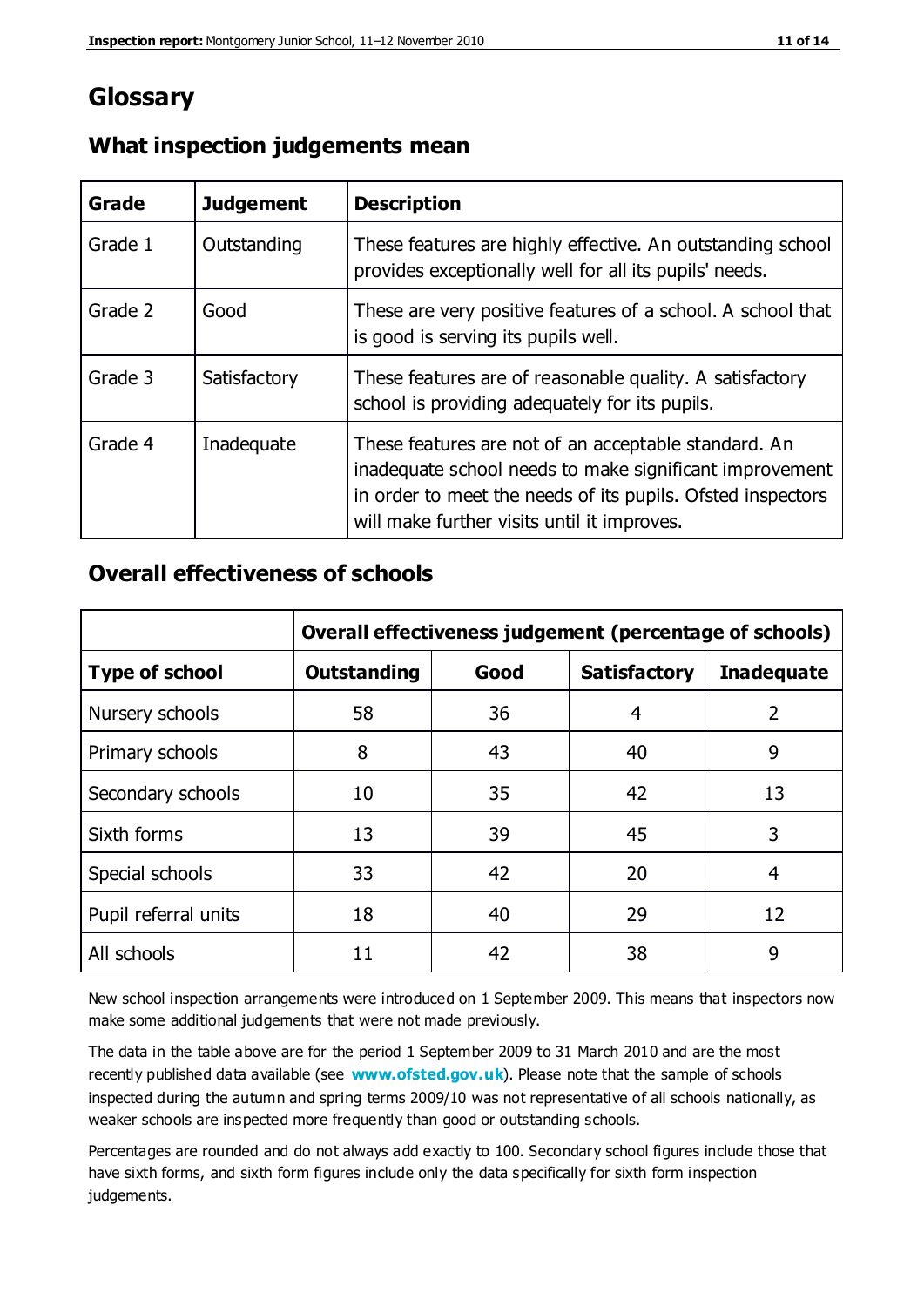# Glossary

## What inspection judgements mean

| Grade | Judgement | Description |
|---|---|---|
| Grade 1 | Outstanding | These features are highly effective. An outstanding school provides exceptionally well for all its pupils' needs. |
| Grade 2 | Good | These are very positive features of a school. A school that is good is serving its pupils well. |
| Grade 3 | Satisfactory | These features are of reasonable quality. A satisfactory school is providing adequately for its pupils. |
| Grade 4 | Inadequate | These features are not of an acceptable standard. An inadequate school needs to make significant improvement in order to meet the needs of its pupils. Ofsted inspectors will make further visits until it improves. |

## Overall effectiveness of schools

| | Overall effectiveness judgement (percentage of schools) | | | |
|---|---|---|---|---|
| **Type of school** | **Outstanding** | **Good** | **Satisfactory** | **Inadequate** |
| Nursery schools | 58 | 36 | 4 | 2 |
| Primary schools | 8 | 43 | 40 | 9 |
| Secondary schools | 10 | 35 | 42 | 13 |
| Sixth forms | 13 | 39 | 45 | 3 |
| Special schools | 33 | 42 | 20 | 4 |
| Pupil referral units | 18 | 40 | 29 | 12 |
| All schools | 11 | 42 | 38 | 9 |

New school inspection arrangements were introduced on 1 September 2009. This means that inspectors now make some additional judgements that were not made previously.

The data in the table above are for the period 1 September 2009 to 31 March 2010 and are the most recently published data available (see **www.ofsted.gov.uk**). Please note that the sample of schools inspected during the autumn and spring terms 2009/10 was not representative of all schools nationally, as weaker schools are inspected more frequently than good or outstanding schools.

Percentages are rounded and do not always add exactly to 100. Secondary school figures include those that have sixth forms, and sixth form figures include only the data specifically for sixth form inspection judgements.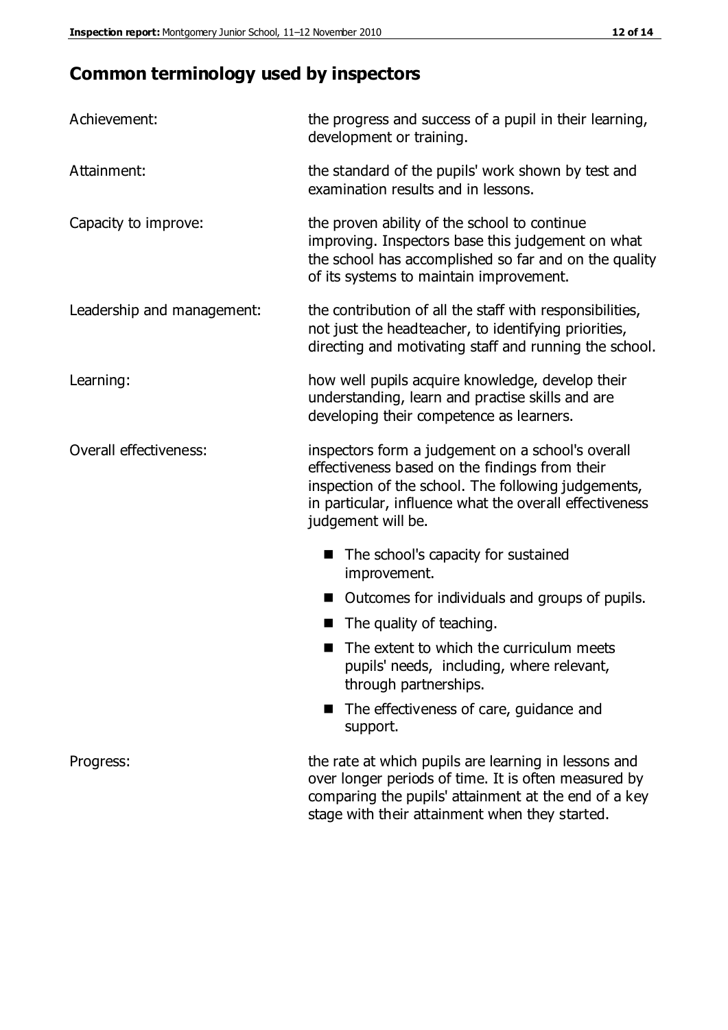## Common terminology used by inspectors

| | |
|---|---|
| Achievement: | the progress and success of a pupil in their learning, development or training. |
| Attainment: | the standard of the pupils' work shown by test and examination results and in lessons. |
| Capacity to improve: | the proven ability of the school to continue improving. Inspectors base this judgement on what the school has accomplished so far and on the quality of its systems to maintain improvement. |
| Leadership and management: | the contribution of all the staff with responsibilities, not just the headteacher, to identifying priorities, directing and motivating staff and running the school. |
| Learning: | how well pupils acquire knowledge, develop their understanding, learn and practise skills and are developing their competence as learners. |
| Overall effectiveness: | inspectors form a judgement on a school's overall effectiveness based on the findings from their inspection of the school. The following judgements, in particular, influence what the overall effectiveness judgement will be.<br>■ The school's capacity for sustained improvement.<br>■ Outcomes for individuals and groups of pupils.<br>■ The quality of teaching.<br>■ The extent to which the curriculum meets pupils' needs, including, where relevant, through partnerships.<br>■ The effectiveness of care, guidance and support. |
| Progress: | the rate at which pupils are learning in lessons and over longer periods of time. It is often measured by comparing the pupils' attainment at the end of a key stage with their attainment when they started. |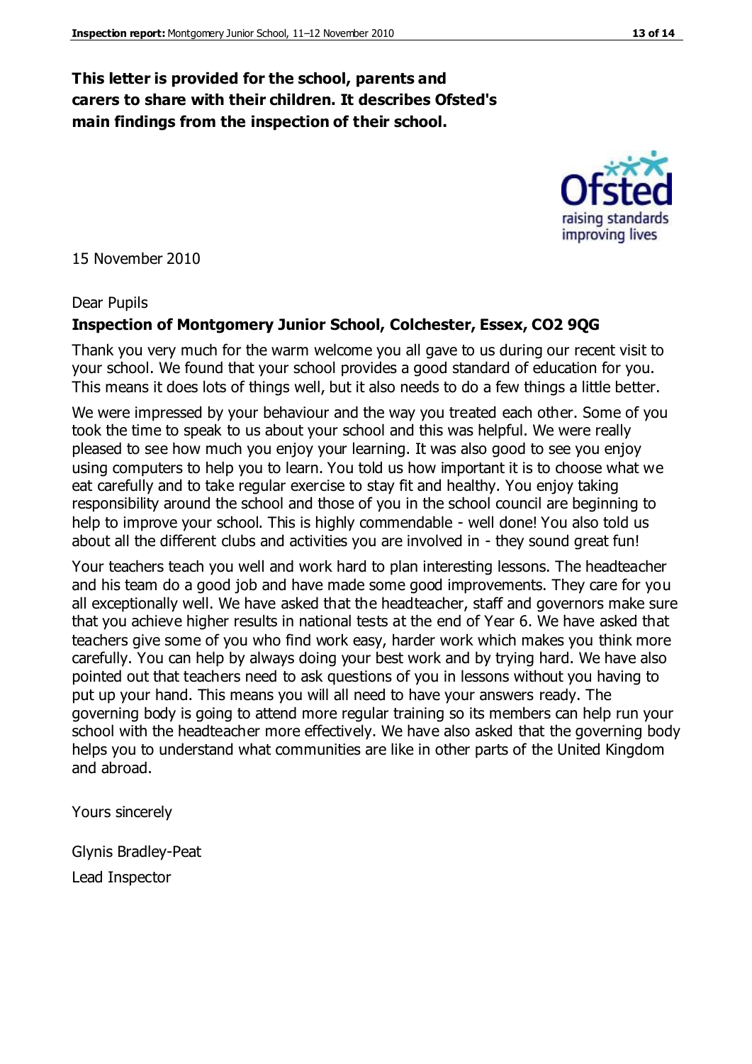**This letter is provided for the school, parents and carers to share with their children. It describes Ofsted's main findings from the inspection of their school.**

15 November 2010

Dear Pupils

**Inspection of Montgomery Junior School, Colchester, Essex, CO2 9QG**

Thank you very much for the warm welcome you all gave to us during our recent visit to your school. We found that your school provides a good standard of education for you. This means it does lots of things well, but it also needs to do a few things a little better.

We were impressed by your behaviour and the way you treated each other. Some of you took the time to speak to us about your school and this was helpful. We were really pleased to see how much you enjoy your learning. It was also good to see you enjoy using computers to help you to learn. You told us how important it is to choose what we eat carefully and to take regular exercise to stay fit and healthy. You enjoy taking responsibility around the school and those of you in the school council are beginning to help to improve your school. This is highly commendable - well done! You also told us about all the different clubs and activities you are involved in - they sound great fun!

Your teachers teach you well and work hard to plan interesting lessons. The headteacher and his team do a good job and have made some good improvements. They care for you all exceptionally well. We have asked that the headteacher, staff and governors make sure that you achieve higher results in national tests at the end of Year 6. We have asked that teachers give some of you who find work easy, harder work which makes you think more carefully. You can help by always doing your best work and by trying hard. We have also pointed out that teachers need to ask questions of you in lessons without you having to put up your hand. This means you will all need to have your answers ready. The governing body is going to attend more regular training so its members can help run your school with the headteacher more effectively. We have also asked that the governing body helps you to understand what communities are like in other parts of the United Kingdom and abroad.

Yours sincerely

Glynis Bradley-Peat

Lead Inspector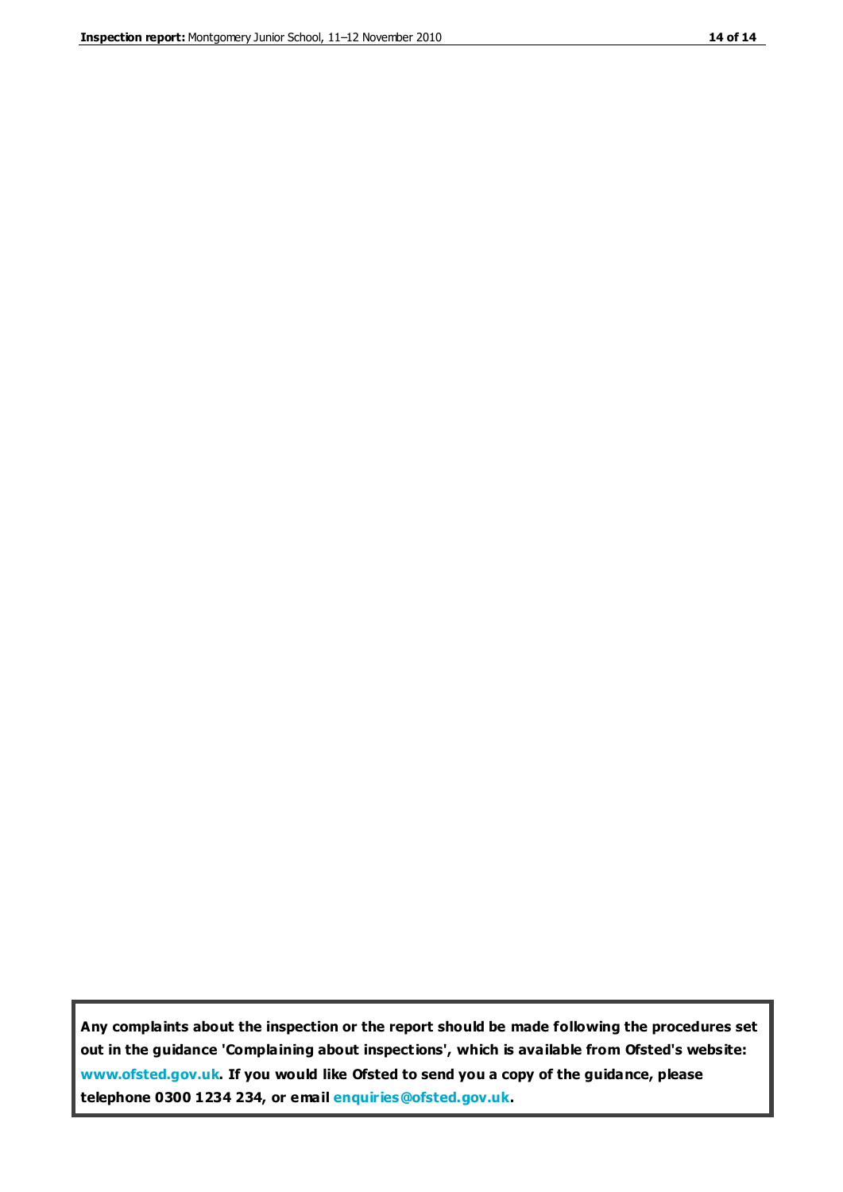**Any complaints about the inspection or the report should be made following the procedures set out in the guidance 'Complaining about inspections', which is available from Ofsted's website: www.ofsted.gov.uk. If you would like Ofsted to send you a copy of the guidance, please telephone 0300 1234 234, or email enquiries@ofsted.gov.uk.**